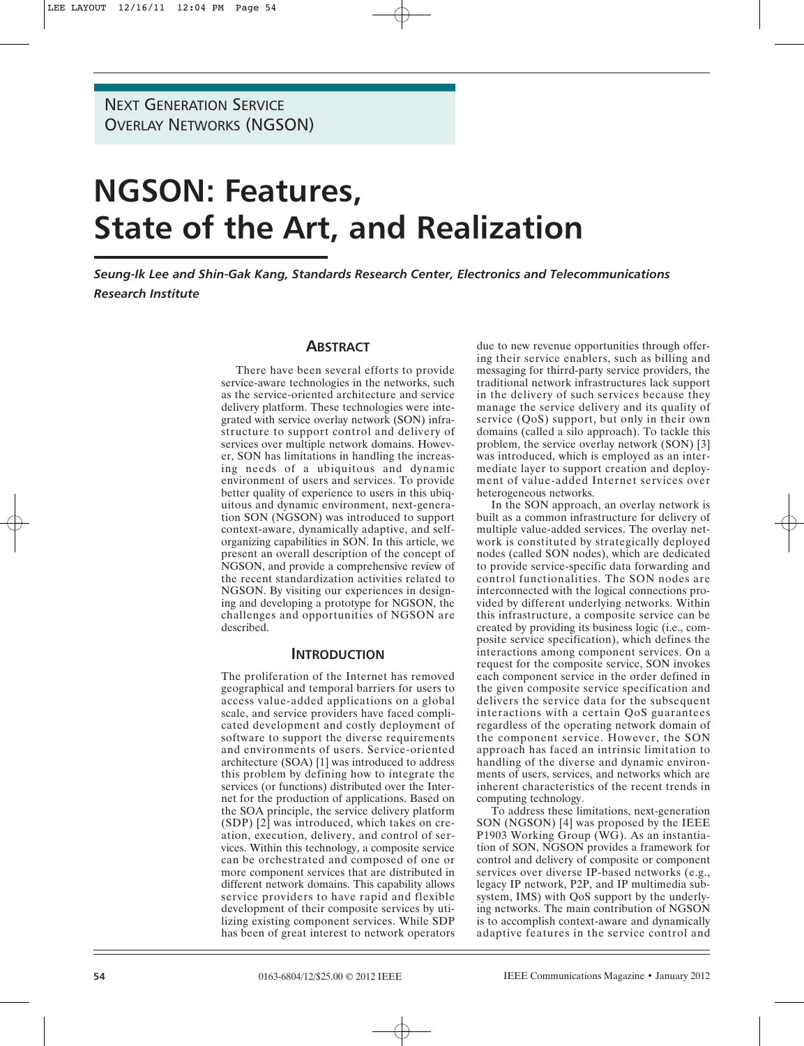NEXT GENERATION SERVICE OVERLAY NETWORKS (NGSON)

# NGSON: Features, State of the Art, and Realization

***Seung-Ik Lee and Shin-Gak Kang, Standards Research Center, Electronics and Telecommunications Research Institute***

## ABSTRACT

There have been several efforts to provide service-aware technologies in the networks, such as the service-oriented architecture and service delivery platform. These technologies were integrated with service overlay network (SON) infrastructure to support control and delivery of services over multiple network domains. However, SON has limitations in handling the increasing needs of a ubiquitous and dynamic environment of users and services. To provide better quality of experience to users in this ubiquitous and dynamic environment, next-generation SON (NGSON) was introduced to support context-aware, dynamically adaptive, and self-organizing capabilities in SON. In this article, we present an overall description of the concept of NGSON, and provide a comprehensive review of the recent standardization activities related to NGSON. By visiting our experiences in designing and developing a prototype for NGSON, the challenges and opportunities of NGSON are described.

## INTRODUCTION

The proliferation of the Internet has removed geographical and temporal barriers for users to access value-added applications on a global scale, and service providers have faced complicated development and costly deployment of software to support the diverse requirements and environments of users. Service-oriented architecture (SOA) [1] was introduced to address this problem by defining how to integrate the services (or functions) distributed over the Internet for the production of applications. Based on the SOA principle, the service delivery platform (SDP) [2] was introduced, which takes on creation, execution, delivery, and control of services. Within this technology, a composite service can be orchestrated and composed of one or more component services that are distributed in different network domains. This capability allows service providers to have rapid and flexible development of their composite services by utilizing existing component services. While SDP has been of great interest to network operators due to new revenue opportunities through offering their service enablers, such as billing and messaging for thirrd-party service providers, the traditional network infrastructures lack support in the delivery of such services because they manage the service delivery and its quality of service (QoS) support, but only in their own domains (called a silo approach). To tackle this problem, the service overlay network (SON) [3] was introduced, which is employed as an intermediate layer to support creation and deployment of value-added Internet services over heterogeneous networks.

In the SON approach, an overlay network is built as a common infrastructure for delivery of multiple value-added services. The overlay network is constituted by strategically deployed nodes (called SON nodes), which are dedicated to provide service-specific data forwarding and control functionalities. The SON nodes are interconnected with the logical connections provided by different underlying networks. Within this infrastructure, a composite service can be created by providing its business logic (i.e., composite service specification), which defines the interactions among component services. On a request for the composite service, SON invokes each component service in the order defined in the given composite service specification and delivers the service data for the subsequent interactions with a certain QoS guarantees regardless of the operating network domain of the component service. However, the SON approach has faced an intrinsic limitation to handling of the diverse and dynamic environments of users, services, and networks which are inherent characteristics of the recent trends in computing technology.

To address these limitations, next-generation SON (NGSON) [4] was proposed by the IEEE P1903 Working Group (WG). As an instantiation of SON, NGSON provides a framework for control and delivery of composite or component services over diverse IP-based networks (e.g., legacy IP network, P2P, and IP multimedia subsystem, IMS) with QoS support by the underlying networks. The main contribution of NGSON is to accomplish context-aware and dynamically adaptive features in the service control and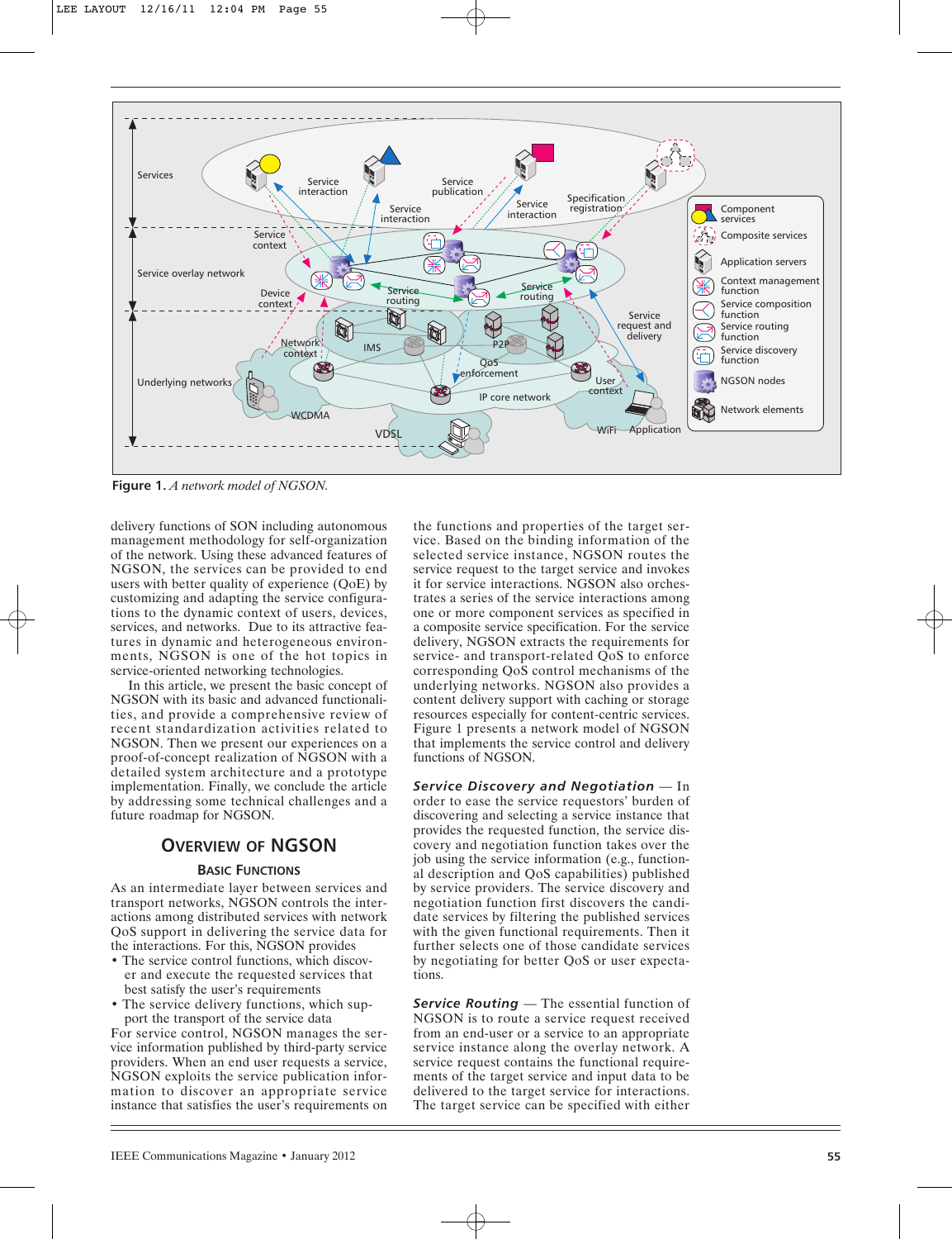Services

Service overlay network

Underlying networks

Service interaction

Service interaction

Service publication

Service interaction

Specification registration

Service context

Device context

Service routing

Service routing

Network context

IMS

P2P

QoS enforcement

IP core network

Service request and delivery

User context

WCDMA

VDSL

WiFi

Application

Component services

Composite services

Application servers

Context management function

Service composition function

Service routing function

Service discovery function

NGSON nodes

Network elements

**Figure 1.** *A network model of NGSON.*

delivery functions of SON including autonomous management methodology for self-organization of the network. Using these advanced features of NGSON, the services can be provided to end users with better quality of experience (QoE) by customizing and adapting the service configurations to the dynamic context of users, devices, services, and networks. Due to its attractive features in dynamic and heterogeneous environments, NGSON is one of the hot topics in service-oriented networking technologies.

In this article, we present the basic concept of NGSON with its basic and advanced functionalities, and provide a comprehensive review of recent standardization activities related to NGSON. Then we present our experiences on a proof-of-concept realization of NGSON with a detailed system architecture and a prototype implementation. Finally, we conclude the article by addressing some technical challenges and a future roadmap for NGSON.

## Overview of NGSON

### Basic Functions

As an intermediate layer between services and transport networks, NGSON controls the interactions among distributed services with network QoS support in delivering the service data for the interactions. For this, NGSON provides

- The service control functions, which discover and execute the requested services that best satisfy the user's requirements
- The service delivery functions, which support the transport of the service data

For service control, NGSON manages the service information published by third-party service providers. When an end user requests a service, NGSON exploits the service publication information to discover an appropriate service instance that satisfies the user's requirements on the functions and properties of the target service. Based on the binding information of the selected service instance, NGSON routes the service request to the target service and invokes it for service interactions. NGSON also orchestrates a series of the service interactions among one or more component services as specified in a composite service specification. For the service delivery, NGSON extracts the requirements for service- and transport-related QoS to enforce corresponding QoS control mechanisms of the underlying networks. NGSON also provides a content delivery support with caching or storage resources especially for content-centric services. Figure 1 presents a network model of NGSON that implements the service control and delivery functions of NGSON.

***Service Discovery and Negotiation*** — In order to ease the service requestors' burden of discovering and selecting a service instance that provides the requested function, the service discovery and negotiation function takes over the job using the service information (e.g., functional description and QoS capabilities) published by service providers. The service discovery and negotiation function first discovers the candidate services by filtering the published services with the given functional requirements. Then it further selects one of those candidate services by negotiating for better QoS or user expectations.

***Service Routing*** — The essential function of NGSON is to route a service request received from an end-user or a service to an appropriate service instance along the overlay network. A service request contains the functional requirements of the target service and input data to be delivered to the target service for interactions. The target service can be specified with either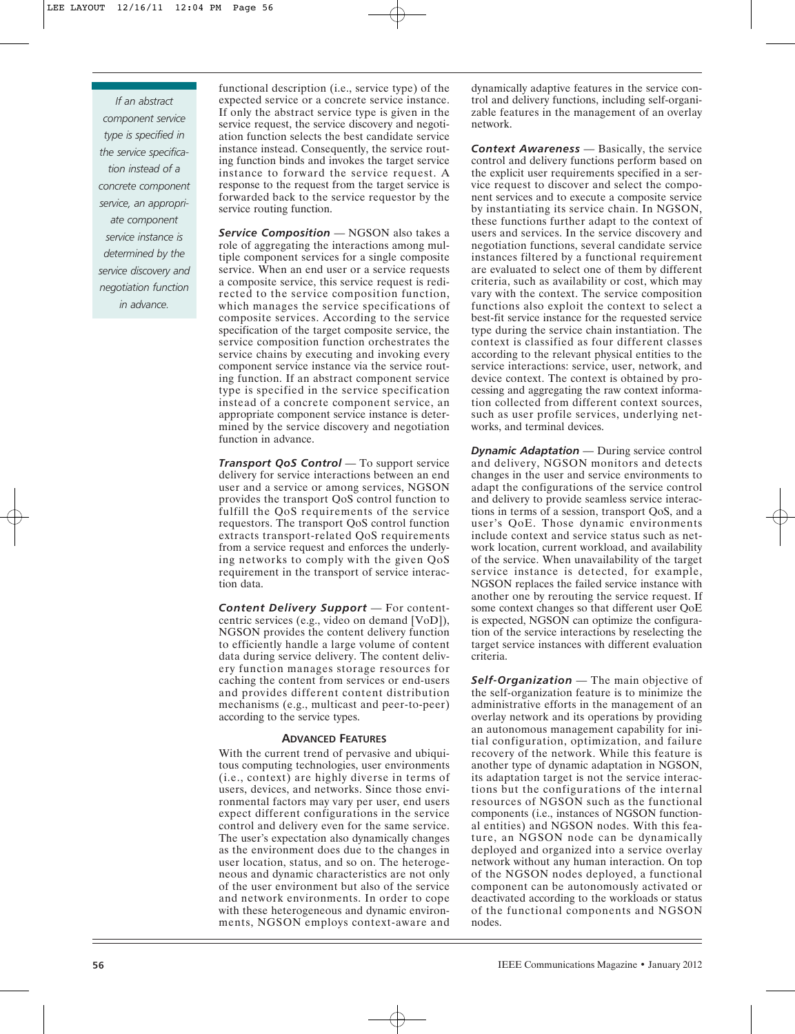functional description (i.e., service type) of the expected service or a concrete service instance. If only the abstract service type is given in the service request, the service discovery and negotiation function selects the best candidate service instance instead. Consequently, the service routing function binds and invokes the target service instance to forward the service request. A response to the request from the target service is forwarded back to the service requestor by the service routing function.

***Service Composition*** — NGSON also takes a role of aggregating the interactions among multiple component services for a single composite service. When an end user or a service requests a composite service, this service request is redirected to the service composition function, which manages the service specifications of composite services. According to the service specification of the target composite service, the service composition function orchestrates the service chains by executing and invoking every component service instance via the service routing function. If an abstract component service type is specified in the service specification instead of a concrete component service, an appropriate component service instance is determined by the service discovery and negotiation function in advance.

*If an abstract component service type is specified in the service specification instead of a concrete component service, an appropriate component service instance is determined by the service discovery and negotiation function in advance.*

***Transport QoS Control*** — To support service delivery for service interactions between an end user and a service or among services, NGSON provides the transport QoS control function to fulfill the QoS requirements of the service requestors. The transport QoS control function extracts transport-related QoS requirements from a service request and enforces the underlying networks to comply with the given QoS requirement in the transport of service interaction data.

***Content Delivery Support*** — For content-centric services (e.g., video on demand [VoD]), NGSON provides the content delivery function to efficiently handle a large volume of content data during service delivery. The content delivery function manages storage resources for caching the content from services or end-users and provides different content distribution mechanisms (e.g., multicast and peer-to-peer) according to the service types.

## ADVANCED FEATURES

With the current trend of pervasive and ubiquitous computing technologies, user environments (i.e., context) are highly diverse in terms of users, devices, and networks. Since those environmental factors may vary per user, end users expect different configurations in the service control and delivery even for the same service. The user's expectation also dynamically changes as the environment does due to the changes in user location, status, and so on. The heterogeneous and dynamic characteristics are not only of the user environment but also of the service and network environments. In order to cope with these heterogeneous and dynamic environments, NGSON employs context-aware and dynamically adaptive features in the service control and delivery functions, including self-organizable features in the management of an overlay network.

***Context Awareness*** — Basically, the service control and delivery functions perform based on the explicit user requirements specified in a service request to discover and select the component services and to execute a composite service by instantiating its service chain. In NGSON, these functions further adapt to the context of users and services. In the service discovery and negotiation functions, several candidate service instances filtered by a functional requirement are evaluated to select one of them by different criteria, such as availability or cost, which may vary with the context. The service composition functions also exploit the context to select a best-fit service instance for the requested service type during the service chain instantiation. The context is classified as four different classes according to the relevant physical entities to the service interactions: service, user, network, and device context. The context is obtained by processing and aggregating the raw context information collected from different context sources, such as user profile services, underlying networks, and terminal devices.

***Dynamic Adaptation*** — During service control and delivery, NGSON monitors and detects changes in the user and service environments to adapt the configurations of the service control and delivery to provide seamless service interactions in terms of a session, transport QoS, and a user's QoE. Those dynamic environments include context and service status such as network location, current workload, and availability of the service. When unavailability of the target service instance is detected, for example, NGSON replaces the failed service instance with another one by rerouting the service request. If some context changes so that different user QoE is expected, NGSON can optimize the configuration of the service interactions by reselecting the target service instances with different evaluation criteria.

***Self-Organization*** — The main objective of the self-organization feature is to minimize the administrative efforts in the management of an overlay network and its operations by providing an autonomous management capability for initial configuration, optimization, and failure recovery of the network. While this feature is another type of dynamic adaptation in NGSON, its adaptation target is not the service interactions but the configurations of the internal resources of NGSON such as the functional components (i.e., instances of NGSON functional entities) and NGSON nodes. With this feature, an NGSON node can be dynamically deployed and organized into a service overlay network without any human interaction. On top of the NGSON nodes deployed, a functional component can be autonomously activated or deactivated according to the workloads or status of the functional components and NGSON nodes.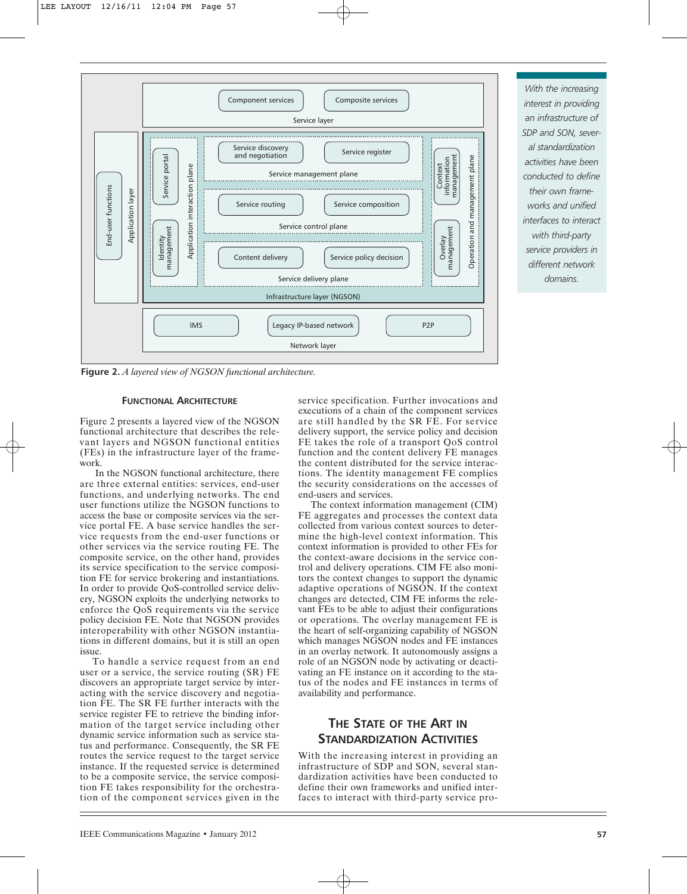Component services

Composite services

Service layer

End-user functions

Application layer

Service portal

Identity management

Application interaction plane

Service discovery and negotiation

Service register

Service management plane

Service routing

Service composition

Service control plane

Content delivery

Service policy decision

Service delivery plane

Context information management

Overlay management

Operation and management plane

Infrastructure layer (NGSON)

IMS

Legacy IP-based network

P2P

Network layer

**Figure 2.** *A layered view of NGSON functional architecture.*

*With the increasing interest in providing an infrastructure of SDP and SON, several standardization activities have been conducted to define their own frameworks and unified interfaces to interact with third-party service providers in different network domains.*

## FUNCTIONAL ARCHITECTURE

Figure 2 presents a layered view of the NGSON functional architecture that describes the relevant layers and NGSON functional entities (FEs) in the infrastructure layer of the framework.

In the NGSON functional architecture, there are three external entities: services, end-user functions, and underlying networks. The end user functions utilize the NGSON functions to access the base or composite services via the service portal FE. A base service handles the service requests from the end-user functions or other services via the service routing FE. The composite service, on the other hand, provides its service specification to the service composition FE for service brokering and instantiations. In order to provide QoS-controlled service delivery, NGSON exploits the underlying networks to enforce the QoS requirements via the service policy decision FE. Note that NGSON provides interoperability with other NGSON instantiations in different domains, but it is still an open issue.

To handle a service request from an end user or a service, the service routing (SR) FE discovers an appropriate target service by interacting with the service discovery and negotiation FE. The SR FE further interacts with the service register FE to retrieve the binding information of the target service including other dynamic service information such as service status and performance. Consequently, the SR FE routes the service request to the target service instance. If the requested service is determined to be a composite service, the service composition FE takes responsibility for the orchestration of the component services given in the service specification. Further invocations and executions of a chain of the component services are still handled by the SR FE. For service delivery support, the service policy and decision FE takes the role of a transport QoS control function and the content delivery FE manages the content distributed for the service interactions. The identity management FE complies the security considerations on the accesses of end-users and services.

The context information management (CIM) FE aggregates and processes the context data collected from various context sources to determine the high-level context information. This context information is provided to other FEs for the context-aware decisions in the service control and delivery operations. CIM FE also monitors the context changes to support the dynamic adaptive operations of NGSON. If the context changes are detected, CIM FE informs the relevant FEs to be able to adjust their configurations or operations. The overlay management FE is the heart of self-organizing capability of NGSON which manages NGSON nodes and FE instances in an overlay network. It autonomously assigns a role of an NGSON node by activating or deactivating an FE instance on it according to the status of the nodes and FE instances in terms of availability and performance.

## THE STATE OF THE ART IN STANDARDIZATION ACTIVITIES

With the increasing interest in providing an infrastructure of SDP and SON, several standardization activities have been conducted to define their own frameworks and unified interfaces to interact with third-party service pro-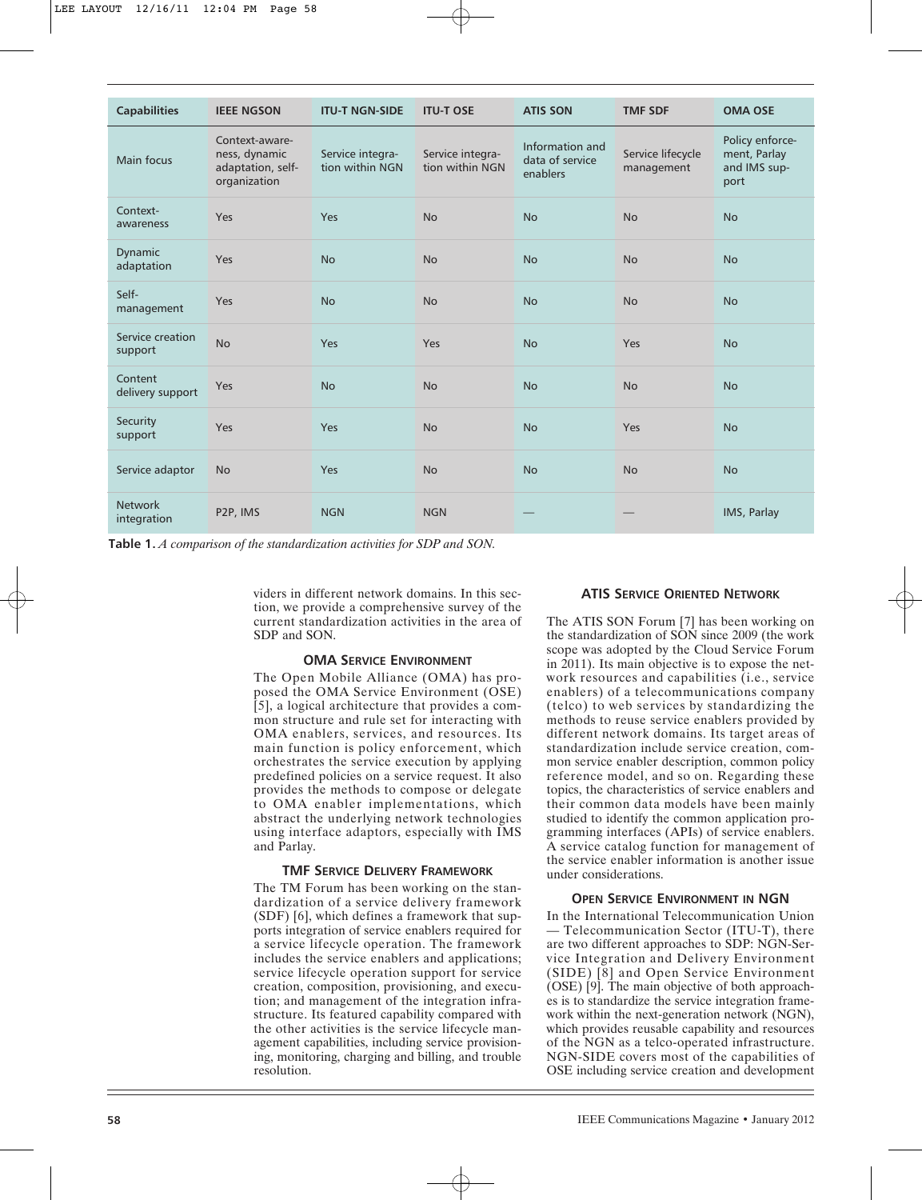| Capabilities | IEEE NGSON | ITU-T NGN-SIDE | ITU-T OSE | ATIS SON | TMF SDF | OMA OSE |
|---|---|---|---|---|---|---|
| Main focus | Context-awareness, dynamic adaptation, self-organization | Service integration within NGN | Service integration within NGN | Information and data of service enablers | Service lifecycle management | Policy enforcement, Parlay and IMS support |
| Context-awareness | Yes | Yes | No | No | No | No |
| Dynamic adaptation | Yes | No | No | No | No | No |
| Self-management | Yes | No | No | No | No | No |
| Service creation support | No | Yes | Yes | No | Yes | No |
| Content delivery support | Yes | No | No | No | No | No |
| Security support | Yes | Yes | No | No | Yes | No |
| Service adaptor | No | Yes | No | No | No | No |
| Network integration | P2P, IMS | NGN | NGN | — | — | IMS, Parlay |

**Table 1.** *A comparison of the standardization activities for SDP and SON.*

viders in different network domains. In this section, we provide a comprehensive survey of the current standardization activities in the area of SDP and SON.

### OMA Service Environment

The Open Mobile Alliance (OMA) has proposed the OMA Service Environment (OSE) [5], a logical architecture that provides a common structure and rule set for interacting with OMA enablers, services, and resources. Its main function is policy enforcement, which orchestrates the service execution by applying predefined policies on a service request. It also provides the methods to compose or delegate to OMA enabler implementations, which abstract the underlying network technologies using interface adaptors, especially with IMS and Parlay.

### TMF Service Delivery Framework

The TM Forum has been working on the standardization of a service delivery framework (SDF) [6], which defines a framework that supports integration of service enablers required for a service lifecycle operation. The framework includes the service enablers and applications; service lifecycle operation support for service creation, composition, provisioning, and execution; and management of the integration infrastructure. Its featured capability compared with the other activities is the service lifecycle management capabilities, including service provisioning, monitoring, charging and billing, and trouble resolution.

### ATIS Service Oriented Network

The ATIS SON Forum [7] has been working on the standardization of SON since 2009 (the work scope was adopted by the Cloud Service Forum in 2011). Its main objective is to expose the network resources and capabilities (i.e., service enablers) of a telecommunications company (telco) to web services by standardizing the methods to reuse service enablers provided by different network domains. Its target areas of standardization include service creation, common service enabler description, common policy reference model, and so on. Regarding these topics, the characteristics of service enablers and their common data models have been mainly studied to identify the common application programming interfaces (APIs) of service enablers. A service catalog function for management of the service enabler information is another issue under considerations.

### Open Service Environment in NGN

In the International Telecommunication Union — Telecommunication Sector (ITU-T), there are two different approaches to SDP: NGN-Service Integration and Delivery Environment (SIDE) [8] and Open Service Environment (OSE) [9]. The main objective of both approaches is to standardize the service integration framework within the next-generation network (NGN), which provides reusable capability and resources of the NGN as a telco-operated infrastructure. NGN-SIDE covers most of the capabilities of OSE including service creation and development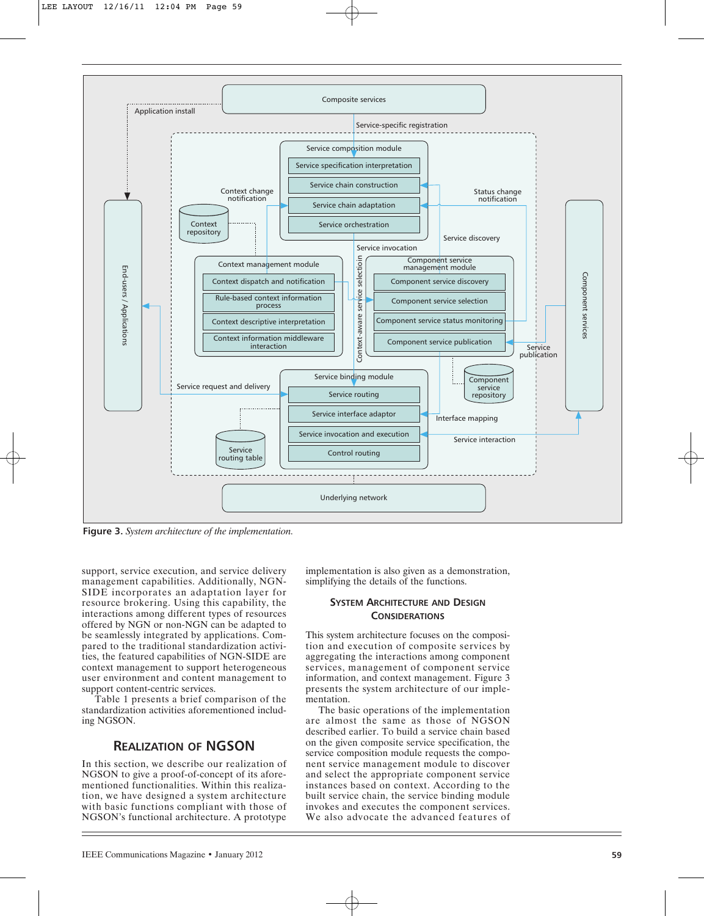**Figure 3.** *System architecture of the implementation.*

support, service execution, and service delivery management capabilities. Additionally, NGN-SIDE incorporates an adaptation layer for resource brokering. Using this capability, the interactions among different types of resources offered by NGN or non-NGN can be adapted to be seamlessly integrated by applications. Compared to the traditional standardization activities, the featured capabilities of NGN-SIDE are context management to support heterogeneous user environment and content management to support content-centric services.

Table 1 presents a brief comparison of the standardization activities aforementioned including NGSON.

## Realization of NGSON

In this section, we describe our realization of NGSON to give a proof-of-concept of its aforementioned functionalities. Within this realization, we have designed a system architecture with basic functions compliant with those of NGSON's functional architecture. A prototype implementation is also given as a demonstration, simplifying the details of the functions.

### System Architecture and Design Considerations

This system architecture focuses on the composition and execution of composite services by aggregating the interactions among component services, management of component service information, and context management. Figure 3 presents the system architecture of our implementation.

The basic operations of the implementation are almost the same as those of NGSON described earlier. To build a service chain based on the given composite service specification, the service composition module requests the component service management module to discover and select the appropriate component service instances based on context. According to the built service chain, the service binding module invokes and executes the component services. We also advocate the advanced features of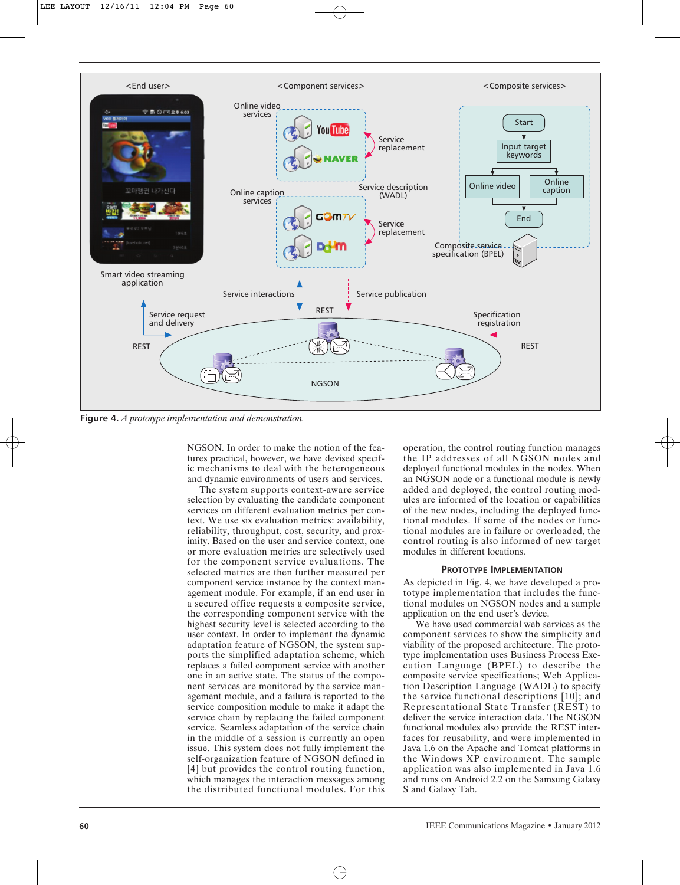<End user>

Smart video streaming application

<Component services>

Online video services

Service replacement

Online caption services

Service description (WADL)

Service replacement

<Composite services>

Start

Input target keywords

Online video

Online caption

End

Composite service specification (BPEL)

Service request and delivery

REST

Service interactions

REST

Service publication

Specification registration

REST

NGSON

**Figure 4.** *A prototype implementation and demonstration.*

NGSON. In order to make the notion of the features practical, however, we have devised specific mechanisms to deal with the heterogeneous and dynamic environments of users and services.

The system supports context-aware service selection by evaluating the candidate component services on different evaluation metrics per context. We use six evaluation metrics: availability, reliability, throughput, cost, security, and proximity. Based on the user and service context, one or more evaluation metrics are selectively used for the component service evaluations. The selected metrics are then further measured per component service instance by the context management module. For example, if an end user in a secured office requests a composite service, the corresponding component service with the highest security level is selected according to the user context. In order to implement the dynamic adaptation feature of NGSON, the system supports the simplified adaptation scheme, which replaces a failed component service with another one in an active state. The status of the component services are monitored by the service management module, and a failure is reported to the service composition module to make it adapt the service chain by replacing the failed component service. Seamless adaptation of the service chain in the middle of a session is currently an open issue. This system does not fully implement the self-organization feature of NGSON defined in [4] but provides the control routing function, which manages the interaction messages among the distributed functional modules. For this operation, the control routing function manages the IP addresses of all NGSON nodes and deployed functional modules in the nodes. When an NGSON node or a functional module is newly added and deployed, the control routing modules are informed of the location or capabilities of the new nodes, including the deployed functional modules. If some of the nodes or functional modules are in failure or overloaded, the control routing is also informed of new target modules in different locations.

## PROTOTYPE IMPLEMENTATION

As depicted in Fig. 4, we have developed a prototype implementation that includes the functional modules on NGSON nodes and a sample application on the end user's device.

We have used commercial web services as the component services to show the simplicity and viability of the proposed architecture. The prototype implementation uses Business Process Execution Language (BPEL) to describe the composite service specifications; Web Application Description Language (WADL) to specify the service functional descriptions [10]; and Representational State Transfer (REST) to deliver the service interaction data. The NGSON functional modules also provide the REST interfaces for reusability, and were implemented in Java 1.6 on the Apache and Tomcat platforms in the Windows XP environment. The sample application was also implemented in Java 1.6 and runs on Android 2.2 on the Samsung Galaxy S and Galaxy Tab.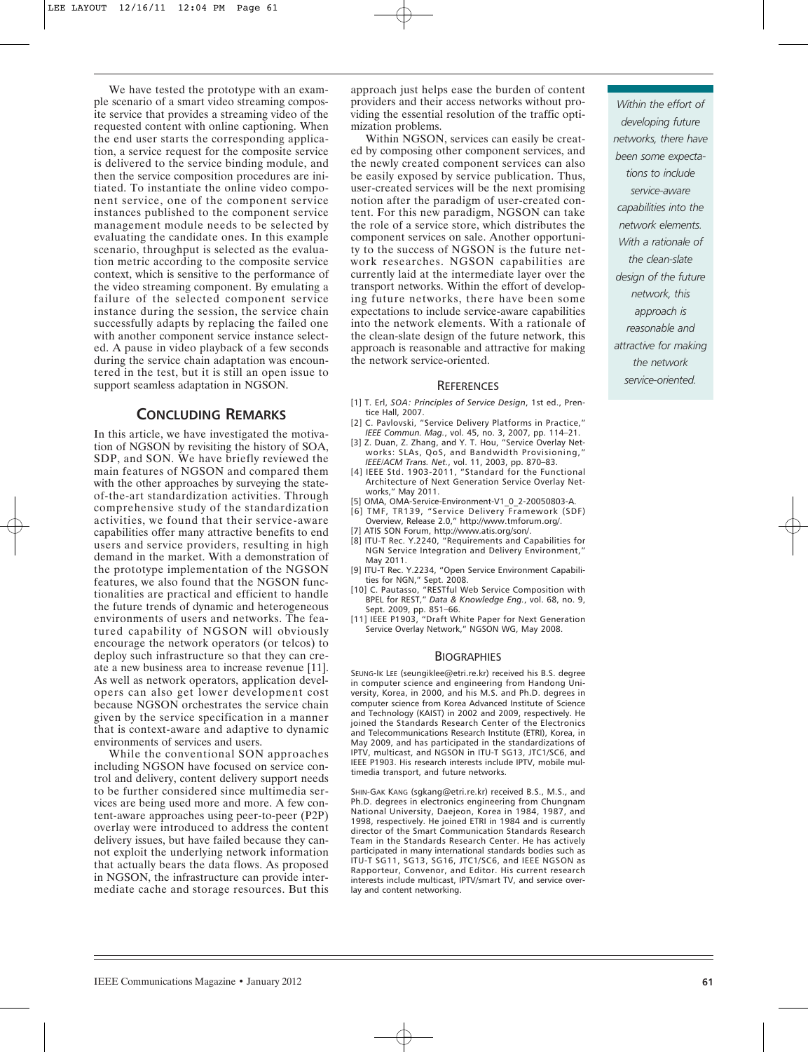We have tested the prototype with an example scenario of a smart video streaming composite service that provides a streaming video of the requested content with online captioning. When the end user starts the corresponding application, a service request for the composite service is delivered to the service binding module, and then the service composition procedures are initiated. To instantiate the online video component service, one of the component service instances published to the component service management module needs to be selected by evaluating the candidate ones. In this example scenario, throughput is selected as the evaluation metric according to the composite service context, which is sensitive to the performance of the video streaming component. By emulating a failure of the selected component service instance during the session, the service chain successfully adapts by replacing the failed one with another component service instance selected. A pause in video playback of a few seconds during the service chain adaptation was encountered in the test, but it is still an open issue to support seamless adaptation in NGSON.

## CONCLUDING REMARKS

In this article, we have investigated the motivation of NGSON by revisiting the history of SOA, SDP, and SON. We have briefly reviewed the main features of NGSON and compared them with the other approaches by surveying the state-of-the-art standardization activities. Through comprehensive study of the standardization activities, we found that their service-aware capabilities offer many attractive benefits to end users and service providers, resulting in high demand in the market. With a demonstration of the prototype implementation of the NGSON features, we also found that the NGSON functionalities are practical and efficient to handle the future trends of dynamic and heterogeneous environments of users and networks. The featured capability of NGSON will obviously encourage the network operators (or telcos) to deploy such infrastructure so that they can create a new business area to increase revenue [11]. As well as network operators, application developers can also get lower development cost because NGSON orchestrates the service chain given by the service specification in a manner that is context-aware and adaptive to dynamic environments of services and users.

While the conventional SON approaches including NGSON have focused on service control and delivery, content delivery support needs to be further considered since multimedia services are being used more and more. A few content-aware approaches using peer-to-peer (P2P) overlay were introduced to address the content delivery issues, but have failed because they cannot exploit the underlying network information that actually bears the data flows. As proposed in NGSON, the infrastructure can provide intermediate cache and storage resources. But this approach just helps ease the burden of content providers and their access networks without providing the essential resolution of the traffic optimization problems.

Within NGSON, services can easily be created by composing other component services, and the newly created component services can also be easily exposed by service publication. Thus, user-created services will be the next promising notion after the paradigm of user-created content. For this new paradigm, NGSON can take the role of a service store, which distributes the component services on sale. Another opportunity to the success of NGSON is the future network researches. NGSON capabilities are currently laid at the intermediate layer over the transport networks. Within the effort of developing future networks, there have been some expectations to include service-aware capabilities into the network elements. With a rationale of the clean-slate design of the future network, this approach is reasonable and attractive for making the network service-oriented.

*Within the effort of developing future networks, there have been some expectations to include service-aware capabilities into the network elements. With a rationale of the clean-slate design of the future network, this approach is reasonable and attractive for making the network service-oriented.*

## REFERENCES

[1] T. Erl, *SOA: Principles of Service Design*, 1st ed., Prentice Hall, 2007.
[2] C. Pavlovski, "Service Delivery Platforms in Practice," *IEEE Commun. Mag.*, vol. 45, no. 3, 2007, pp. 114–21.
[3] Z. Duan, Z. Zhang, and Y. T. Hou, "Service Overlay Networks: SLAs, QoS, and Bandwidth Provisioning," *IEEE/ACM Trans. Net.*, vol. 11, 2003, pp. 870–83.
[4] IEEE Std. 1903-2011, "Standard for the Functional Architecture of Next Generation Service Overlay Networks," May 2011.
[5] OMA, OMA-Service-Environment-V1_0_2-20050803-A.
[6] TMF, TR139, "Service Delivery Framework (SDF) Overview, Release 2.0," http://www.tmforum.org/.
[7] ATIS SON Forum, http://www.atis.org/son/.
[8] ITU-T Rec. Y.2240, "Requirements and Capabilities for NGN Service Integration and Delivery Environment," May 2011.
[9] ITU-T Rec. Y.2234, "Open Service Environment Capabilities for NGN," Sept. 2008.
[10] C. Pautasso, "RESTful Web Service Composition with BPEL for REST," *Data & Knowledge Eng.*, vol. 68, no. 9, Sept. 2009, pp. 851–66.
[11] IEEE P1903, "Draft White Paper for Next Generation Service Overlay Network," NGSON WG, May 2008.

## BIOGRAPHIES

SEUNG-IK LEE (seungiklee@etri.re.kr) received his B.S. degree in computer science and engineering from Handong University, Korea, in 2000, and his M.S. and Ph.D. degrees in computer science from Korea Advanced Institute of Science and Technology (KAIST) in 2002 and 2009, respectively. He joined the Standards Research Center of the Electronics and Telecommunications Research Institute (ETRI), Korea, in May 2009, and has participated in the standardizations of IPTV, multicast, and NGSON in ITU-T SG13, JTC1/SC6, and IEEE P1903. His research interests include IPTV, mobile multimedia transport, and future networks.

SHIN-GAK KANG (sgkang@etri.re.kr) received B.S., M.S., and Ph.D. degrees in electronics engineering from Chungnam National University, Daejeon, Korea in 1984, 1987, and 1998, respectively. He joined ETRI in 1984 and is currently director of the Smart Communication Standards Research Team in the Standards Research Center. He has actively participated in many international standards bodies such as ITU-T SG11, SG13, SG16, JTC1/SC6, and IEEE NGSON as Rapporteur, Convenor, and Editor. His current research interests include multicast, IPTV/smart TV, and service overlay and content networking.